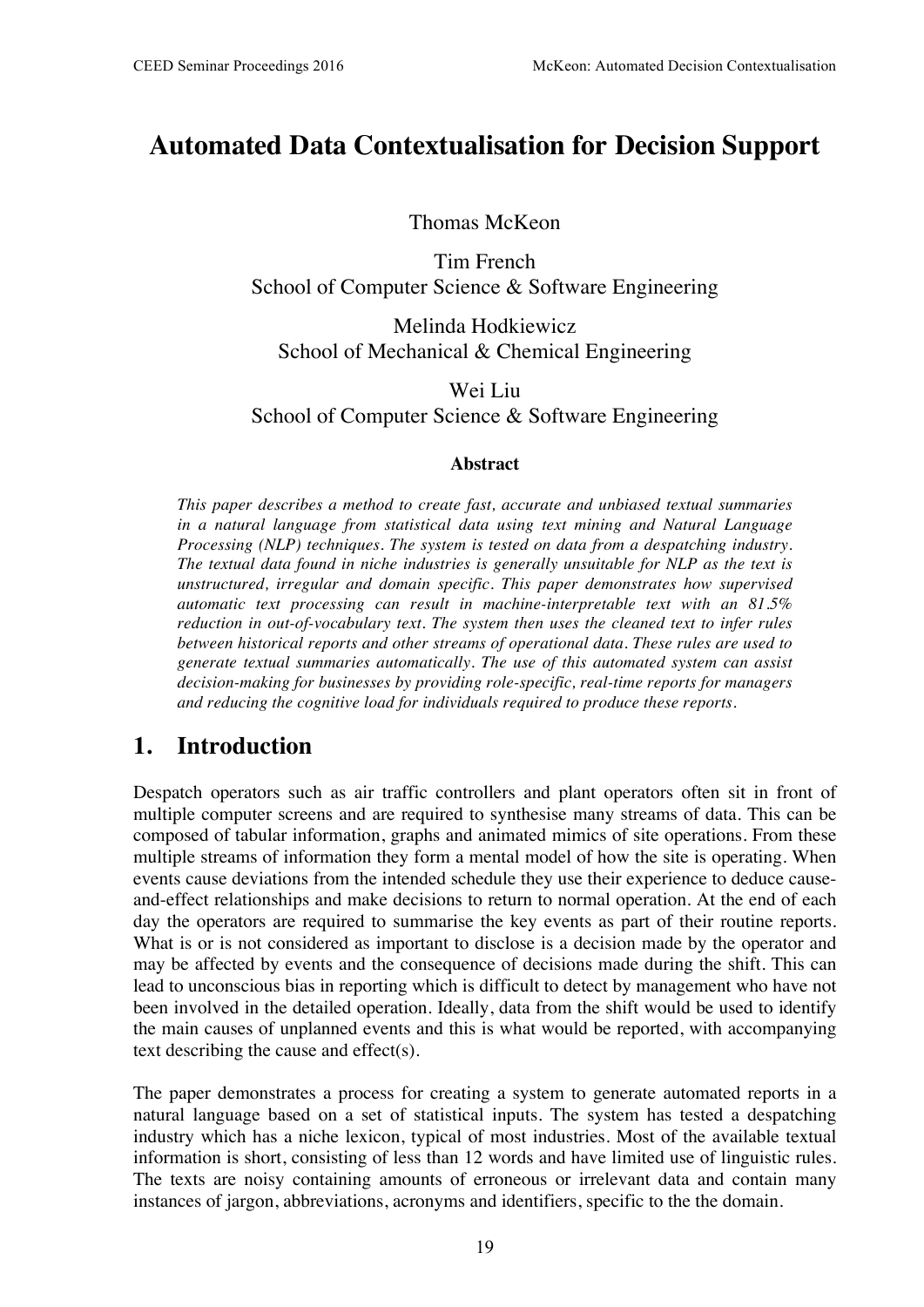# Automated Data Contextualisation for Decision Support

Thomas McKeon

Tim French
School of Computer Science & Software Engineering

Melinda Hodkiewicz
School of Mechanical & Chemical Engineering

Wei Liu
School of Computer Science & Software Engineering

### Abstract

*This paper describes a method to create fast, accurate and unbiased textual summaries in a natural language from statistical data using text mining and Natural Language Processing (NLP) techniques. The system is tested on data from a despatching industry. The textual data found in niche industries is generally unsuitable for NLP as the text is unstructured, irregular and domain specific. This paper demonstrates how supervised automatic text processing can result in machine-interpretable text with an 81.5% reduction in out-of-vocabulary text. The system then uses the cleaned text to infer rules between historical reports and other streams of operational data. These rules are used to generate textual summaries automatically. The use of this automated system can assist decision-making for businesses by providing role-specific, real-time reports for managers and reducing the cognitive load for individuals required to produce these reports.*

## 1. Introduction

Despatch operators such as air traffic controllers and plant operators often sit in front of multiple computer screens and are required to synthesise many streams of data. This can be composed of tabular information, graphs and animated mimics of site operations. From these multiple streams of information they form a mental model of how the site is operating. When events cause deviations from the intended schedule they use their experience to deduce cause-and-effect relationships and make decisions to return to normal operation. At the end of each day the operators are required to summarise the key events as part of their routine reports. What is or is not considered as important to disclose is a decision made by the operator and may be affected by events and the consequence of decisions made during the shift. This can lead to unconscious bias in reporting which is difficult to detect by management who have not been involved in the detailed operation. Ideally, data from the shift would be used to identify the main causes of unplanned events and this is what would be reported, with accompanying text describing the cause and effect(s).

The paper demonstrates a process for creating a system to generate automated reports in a natural language based on a set of statistical inputs. The system has tested a despatching industry which has a niche lexicon, typical of most industries. Most of the available textual information is short, consisting of less than 12 words and have limited use of linguistic rules. The texts are noisy containing amounts of erroneous or irrelevant data and contain many instances of jargon, abbreviations, acronyms and identifiers, specific to the the domain.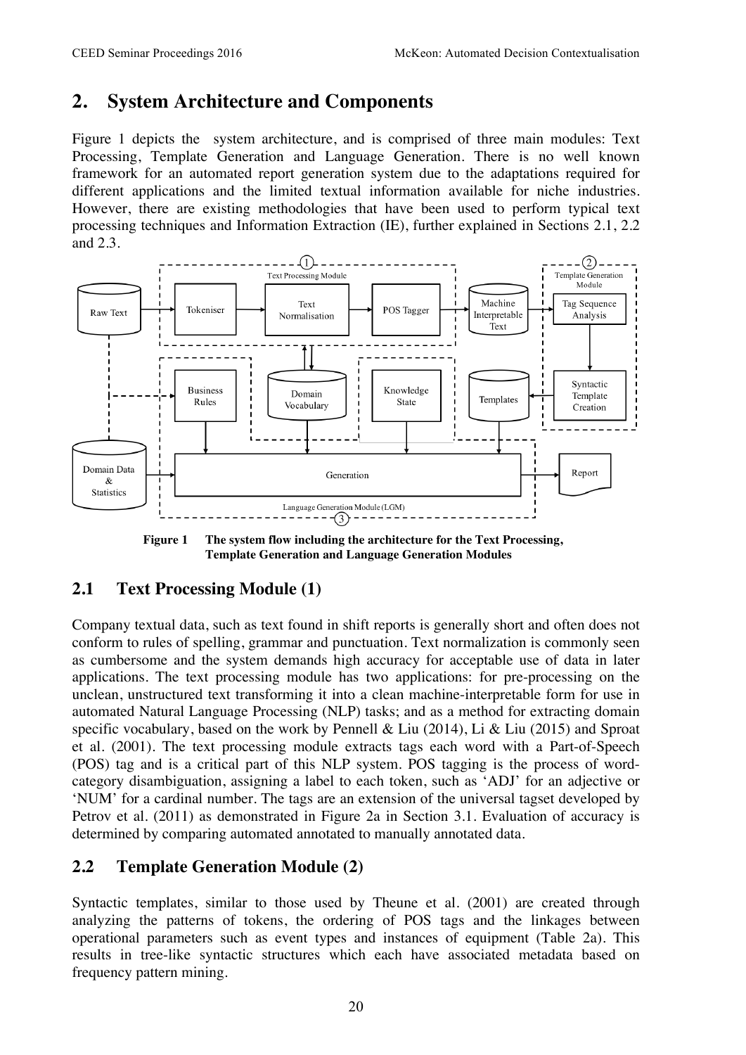## 2. System Architecture and Components

Figure 1 depicts the system architecture, and is comprised of three main modules: Text Processing, Template Generation and Language Generation. There is no well known framework for an automated report generation system due to the adaptations required for different applications and the limited textual information available for niche industries. However, there are existing methodologies that have been used to perform typical text processing techniques and Information Extraction (IE), further explained in Sections 2.1, 2.2 and 2.3.

1 Text Processing Module
2 Template Generation Module
Raw Text
Tokeniser
Text Normalisation
POS Tagger
Machine Interpretable Text
Tag Sequence Analysis
Business Rules
Domain Vocabulary
Knowledge State
Templates
Syntactic Template Creation
Domain Data & Statistics
Generation
Report
Language Generation Module (LGM)
3

**Figure 1 The system flow including the architecture for the Text Processing, Template Generation and Language Generation Modules**

### 2.1 Text Processing Module (1)

Company textual data, such as text found in shift reports is generally short and often does not conform to rules of spelling, grammar and punctuation. Text normalization is commonly seen as cumbersome and the system demands high accuracy for acceptable use of data in later applications. The text processing module has two applications: for pre-processing on the unclean, unstructured text transforming it into a clean machine-interpretable form for use in automated Natural Language Processing (NLP) tasks; and as a method for extracting domain specific vocabulary, based on the work by Pennell & Liu (2014), Li & Liu (2015) and Sproat et al. (2001). The text processing module extracts tags each word with a Part-of-Speech (POS) tag and is a critical part of this NLP system. POS tagging is the process of word-category disambiguation, assigning a label to each token, such as 'ADJ' for an adjective or 'NUM' for a cardinal number. The tags are an extension of the universal tagset developed by Petrov et al. (2011) as demonstrated in Figure 2a in Section 3.1. Evaluation of accuracy is determined by comparing automated annotated to manually annotated data.

### 2.2 Template Generation Module (2)

Syntactic templates, similar to those used by Theune et al. (2001) are created through analyzing the patterns of tokens, the ordering of POS tags and the linkages between operational parameters such as event types and instances of equipment (Table 2a). This results in tree-like syntactic structures which each have associated metadata based on frequency pattern mining.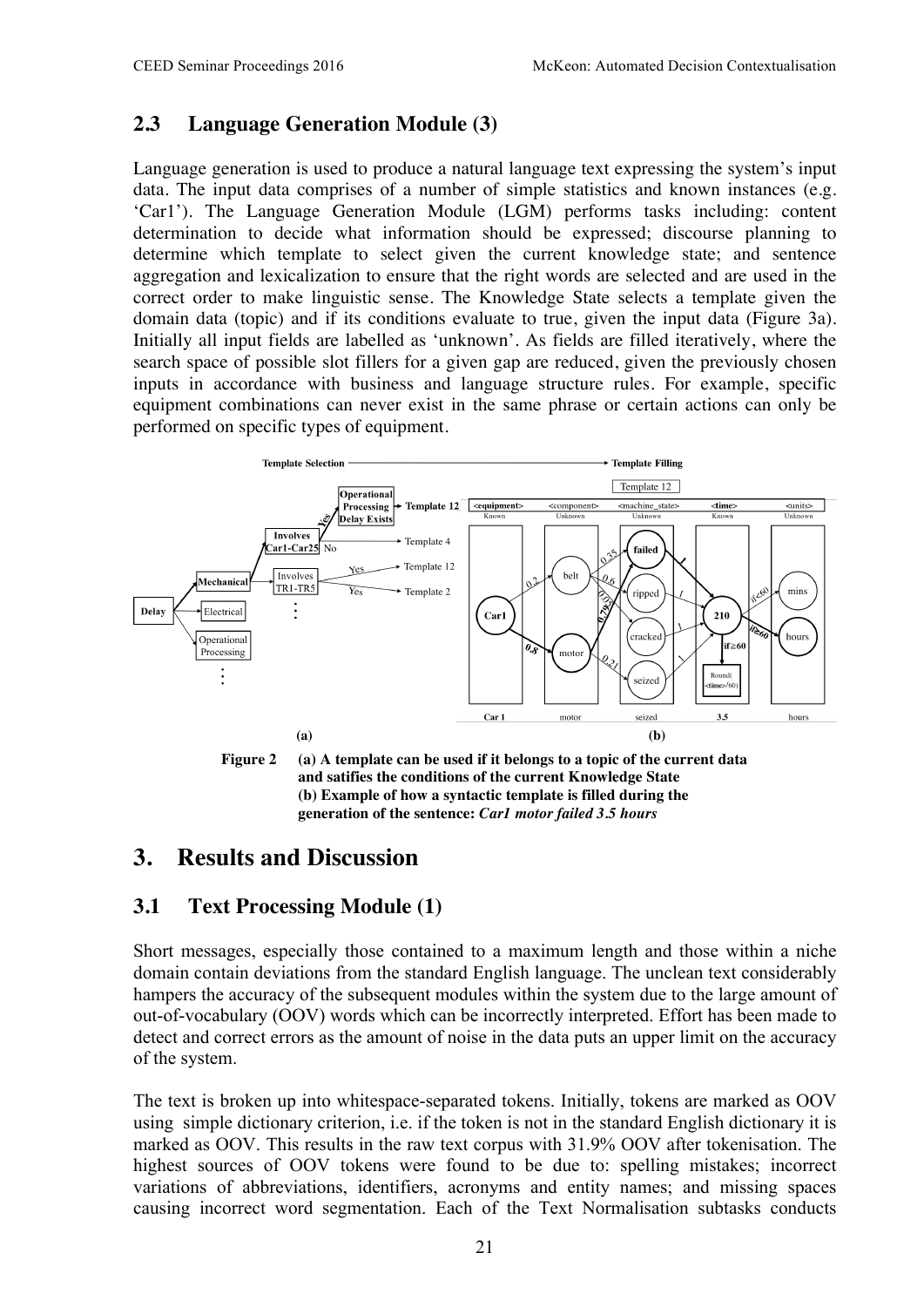## 2.3 Language Generation Module (3)

Language generation is used to produce a natural language text expressing the system's input data. The input data comprises of a number of simple statistics and known instances (e.g. 'Car1'). The Language Generation Module (LGM) performs tasks including: content determination to decide what information should be expressed; discourse planning to determine which template to select given the current knowledge state; and sentence aggregation and lexicalization to ensure that the right words are selected and are used in the correct order to make linguistic sense. The Knowledge State selects a template given the domain data (topic) and if its conditions evaluate to true, given the input data (Figure 3a). Initially all input fields are labelled as 'unknown'. As fields are filled iteratively, where the search space of possible slot fillers for a given gap are reduced, given the previously chosen inputs in accordance with business and language structure rules. For example, specific equipment combinations can never exist in the same phrase or certain actions can only be performed on specific types of equipment.

Template Selection
Template Filling
Delay
Mechanical
Electrical
Operational Processing
Involves Car1-Car25
No
Yes
Operational Processing Delay Exists
Template 12
Template 4
Involves TR1-TR5
Yes
Template 12
Yes
Template 2
Template 12
<equipment> Known
<component> Unknown
<machine_state> Unknown
<time> Known
<units> Unknown
Car1
0.2
0.8
belt
motor
0.35
0.6
0.09
0.79
0.21
failed
ripped
cracked
seized
1
1
1
1
210
if≥60
Round(<time>/60)
if<60
if≥60
mins
hours
Car 1
motor
seized
3.5
hours
(a)
(b)

**Figure 2** **(a) A template can be used if it belongs to a topic of the current data and satisfies the conditions of the current Knowledge State**
**(b) Example of how a syntactic template is filled during the generation of the sentence:** ***Car1 motor failed 3.5 hours***

# 3. Results and Discussion

## 3.1 Text Processing Module (1)

Short messages, especially those contained to a maximum length and those within a niche domain contain deviations from the standard English language. The unclean text considerably hampers the accuracy of the subsequent modules within the system due to the large amount of out-of-vocabulary (OOV) words which can be incorrectly interpreted. Effort has been made to detect and correct errors as the amount of noise in the data puts an upper limit on the accuracy of the system.

The text is broken up into whitespace-separated tokens. Initially, tokens are marked as OOV using simple dictionary criterion, i.e. if the token is not in the standard English dictionary it is marked as OOV. This results in the raw text corpus with 31.9% OOV after tokenisation. The highest sources of OOV tokens were found to be due to: spelling mistakes; incorrect variations of abbreviations, identifiers, acronyms and entity names; and missing spaces causing incorrect word segmentation. Each of the Text Normalisation subtasks conducts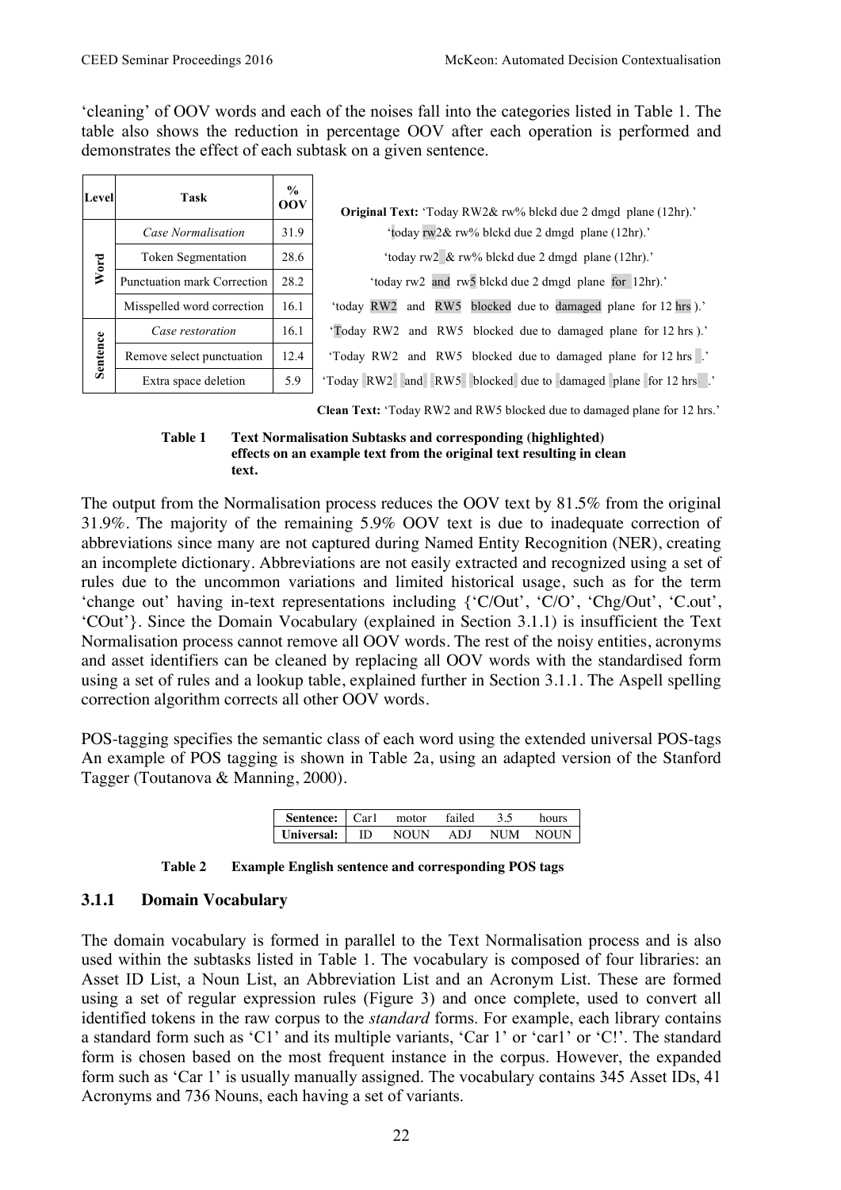'cleaning' of OOV words and each of the noises fall into the categories listed in Table 1. The table also shows the reduction in percentage OOV after each operation is performed and demonstrates the effect of each subtask on a given sentence.

| Level | Task | % OOV | **Original Text:** 'Today RW2& rw% blckd due 2 dmgd plane (12hr).' |
|---|---|---|---|
| Word | *Case Normalisation* | 31.9 | 'today rw2& rw% blckd due 2 dmgd plane (12hr).' |
| | Token Segmentation | 28.6 | 'today rw2 & rw% blckd due 2 dmgd plane (12hr).' |
| | Punctuation mark Correction | 28.2 | 'today rw2 and rw5 blckd due 2 dmgd plane for 12hr).' |
| | Misspelled word correction | 16.1 | 'today RW2 and RW5 blocked due to damaged plane for 12 hrs ).' |
| Sentence | *Case restoration* | 16.1 | 'Today RW2 and RW5 blocked due to damaged plane for 12 hrs ).' |
| | Remove select punctuation | 12.4 | 'Today RW2 and RW5 blocked due to damaged plane for 12 hrs .' |
| | Extra space deletion | 5.9 | 'Today RW2 and RW5 blocked due to damaged plane for 12 hrs .' |
| | | | **Clean Text:** 'Today RW2 and RW5 blocked due to damaged plane for 12 hrs.' |

**Table 1 Text Normalisation Subtasks and corresponding (highlighted) effects on an example text from the original text resulting in clean text.**

The output from the Normalisation process reduces the OOV text by 81.5% from the original 31.9%. The majority of the remaining 5.9% OOV text is due to inadequate correction of abbreviations since many are not captured during Named Entity Recognition (NER), creating an incomplete dictionary. Abbreviations are not easily extracted and recognized using a set of rules due to the uncommon variations and limited historical usage, such as for the term 'change out' having in-text representations including {'C/Out', 'C/O', 'Chg/Out', 'C.out', 'COut'}. Since the Domain Vocabulary (explained in Section 3.1.1) is insufficient the Text Normalisation process cannot remove all OOV words. The rest of the noisy entities, acronyms and asset identifiers can be cleaned by replacing all OOV words with the standardised form using a set of rules and a lookup table, explained further in Section 3.1.1. The Aspell spelling correction algorithm corrects all other OOV words.

POS-tagging specifies the semantic class of each word using the extended universal POS-tags An example of POS tagging is shown in Table 2a, using an adapted version of the Stanford Tagger (Toutanova & Manning, 2000).

| **Sentence:** | Car1 | motor | failed | 3.5 | hours |
|---|---|---|---|---|---|
| **Universal:** | ID | NOUN | ADJ | NUM | NOUN |

**Table 2 Example English sentence and corresponding POS tags**

### 3.1.1 Domain Vocabulary

The domain vocabulary is formed in parallel to the Text Normalisation process and is also used within the subtasks listed in Table 1. The vocabulary is composed of four libraries: an Asset ID List, a Noun List, an Abbreviation List and an Acronym List. These are formed using a set of regular expression rules (Figure 3) and once complete, used to convert all identified tokens in the raw corpus to the *standard* forms. For example, each library contains a standard form such as 'C1' and its multiple variants, 'Car 1' or 'car1' or 'C!'. The standard form is chosen based on the most frequent instance in the corpus. However, the expanded form such as 'Car 1' is usually manually assigned. The vocabulary contains 345 Asset IDs, 41 Acronyms and 736 Nouns, each having a set of variants.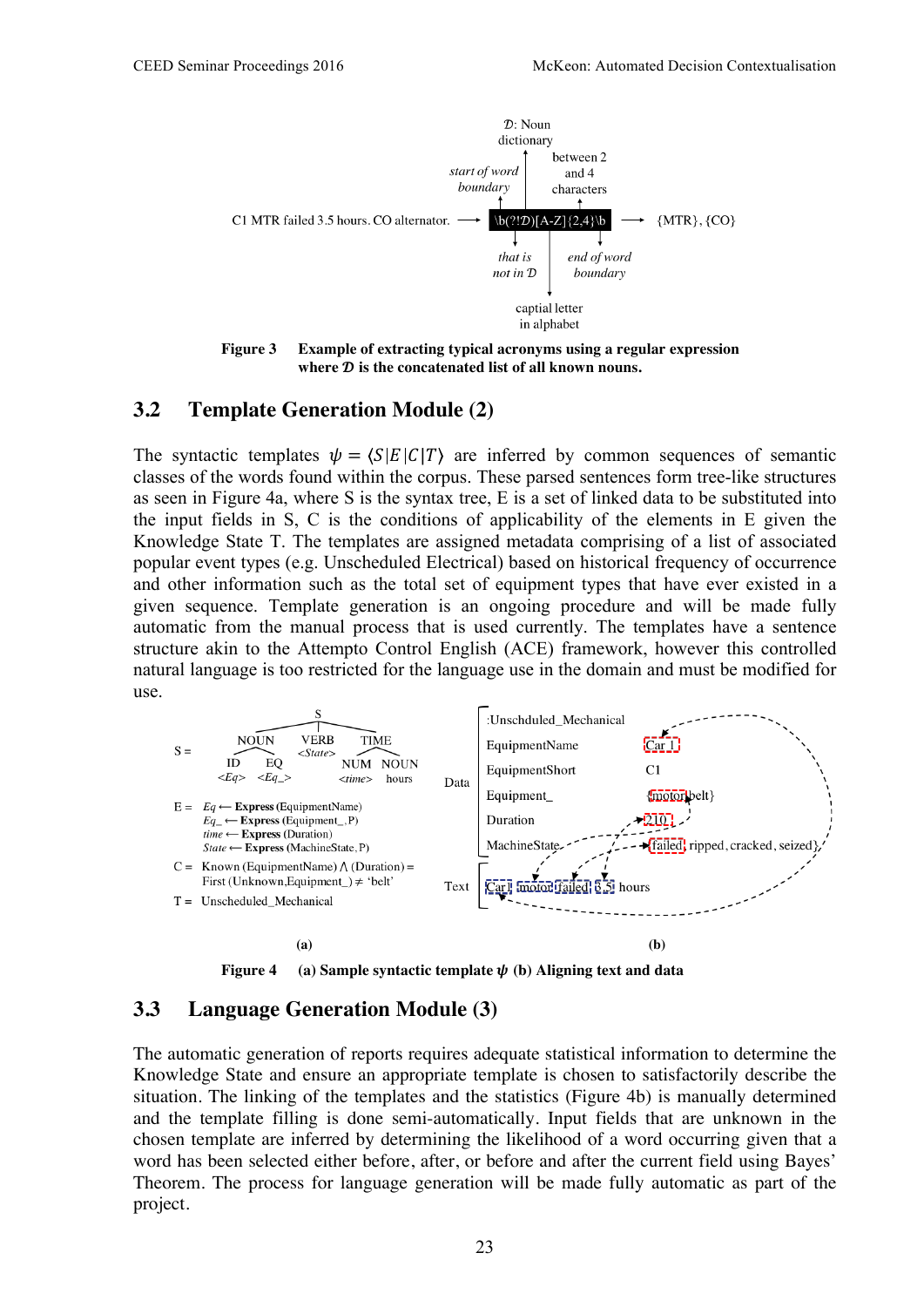Figure 3 Example of extracting typical acronyms using a regular expression where $\mathcal{D}$ is the concatenated list of all known nouns.

## 3.2 Template Generation Module (2)

The syntactic templates $\psi = \langle S|E|C|T \rangle$ are inferred by common sequences of semantic classes of the words found within the corpus. These parsed sentences form tree-like structures as seen in Figure 4a, where S is the syntax tree, E is a set of linked data to be substituted into the input fields in S, C is the conditions of applicability of the elements in E given the Knowledge State T. The templates are assigned metadata comprising of a list of associated popular event types (e.g. Unscheduled Electrical) based on historical frequency of occurrence and other information such as the total set of equipment types that have ever existed in a given sequence. Template generation is an ongoing procedure and will be made fully automatic from the manual process that is used currently. The templates have a sentence structure akin to the Attempto Control English (ACE) framework, however this controlled natural language is too restricted for the language use in the domain and must be modified for use.

Figure 4 (a) Sample syntactic template $\psi$ (b) Aligning text and data

## 3.3 Language Generation Module (3)

The automatic generation of reports requires adequate statistical information to determine the Knowledge State and ensure an appropriate template is chosen to satisfactorily describe the situation. The linking of the templates and the statistics (Figure 4b) is manually determined and the template filling is done semi-automatically. Input fields that are unknown in the chosen template are inferred by determining the likelihood of a word occurring given that a word has been selected either before, after, or before and after the current field using Bayes' Theorem. The process for language generation will be made fully automatic as part of the project.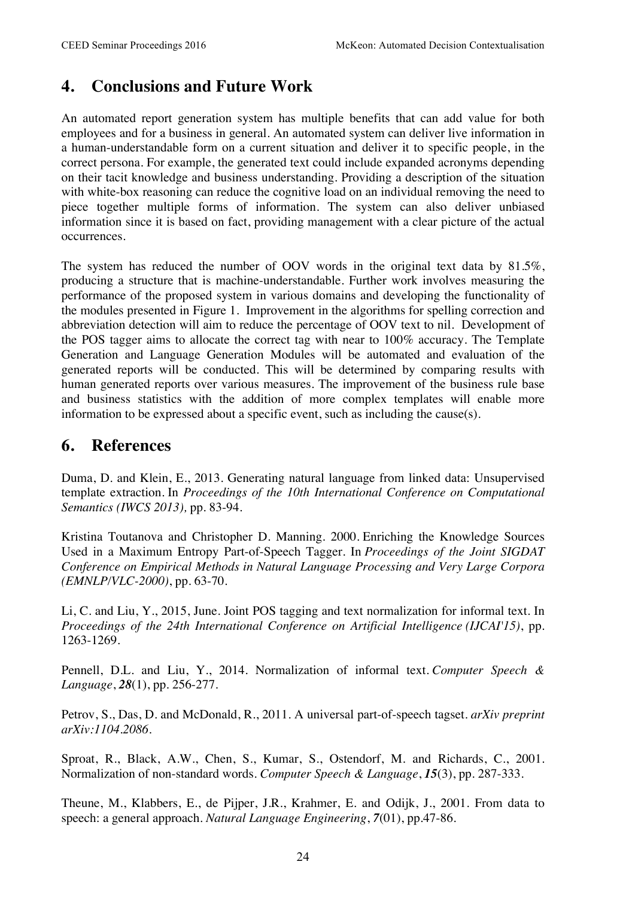## 4. Conclusions and Future Work

An automated report generation system has multiple benefits that can add value for both employees and for a business in general. An automated system can deliver live information in a human-understandable form on a current situation and deliver it to specific people, in the correct persona. For example, the generated text could include expanded acronyms depending on their tacit knowledge and business understanding. Providing a description of the situation with white-box reasoning can reduce the cognitive load on an individual removing the need to piece together multiple forms of information. The system can also deliver unbiased information since it is based on fact, providing management with a clear picture of the actual occurrences.

The system has reduced the number of OOV words in the original text data by 81.5%, producing a structure that is machine-understandable. Further work involves measuring the performance of the proposed system in various domains and developing the functionality of the modules presented in Figure 1. Improvement in the algorithms for spelling correction and abbreviation detection will aim to reduce the percentage of OOV text to nil. Development of the POS tagger aims to allocate the correct tag with near to 100% accuracy. The Template Generation and Language Generation Modules will be automated and evaluation of the generated reports will be conducted. This will be determined by comparing results with human generated reports over various measures. The improvement of the business rule base and business statistics with the addition of more complex templates will enable more information to be expressed about a specific event, such as including the cause(s).

## 6. References

Duma, D. and Klein, E., 2013. Generating natural language from linked data: Unsupervised template extraction. In *Proceedings of the 10th International Conference on Computational Semantics (IWCS 2013),* pp. 83-94.

Kristina Toutanova and Christopher D. Manning. 2000. Enriching the Knowledge Sources Used in a Maximum Entropy Part-of-Speech Tagger. In *Proceedings of the Joint SIGDAT Conference on Empirical Methods in Natural Language Processing and Very Large Corpora (EMNLP/VLC-2000)*, pp. 63-70.

Li, C. and Liu, Y., 2015, June. Joint POS tagging and text normalization for informal text. In *Proceedings of the 24th International Conference on Artificial Intelligence (IJCAI'15)*, pp. 1263-1269.

Pennell, D.L. and Liu, Y., 2014. Normalization of informal text. *Computer Speech & Language*, ***28***(1), pp. 256-277.

Petrov, S., Das, D. and McDonald, R., 2011. A universal part-of-speech tagset. *arXiv preprint arXiv:1104.2086*.

Sproat, R., Black, A.W., Chen, S., Kumar, S., Ostendorf, M. and Richards, C., 2001. Normalization of non-standard words. *Computer Speech & Language*, ***15***(3), pp. 287-333.

Theune, M., Klabbers, E., de Pijper, J.R., Krahmer, E. and Odijk, J., 2001. From data to speech: a general approach. *Natural Language Engineering*, ***7***(01), pp.47-86.